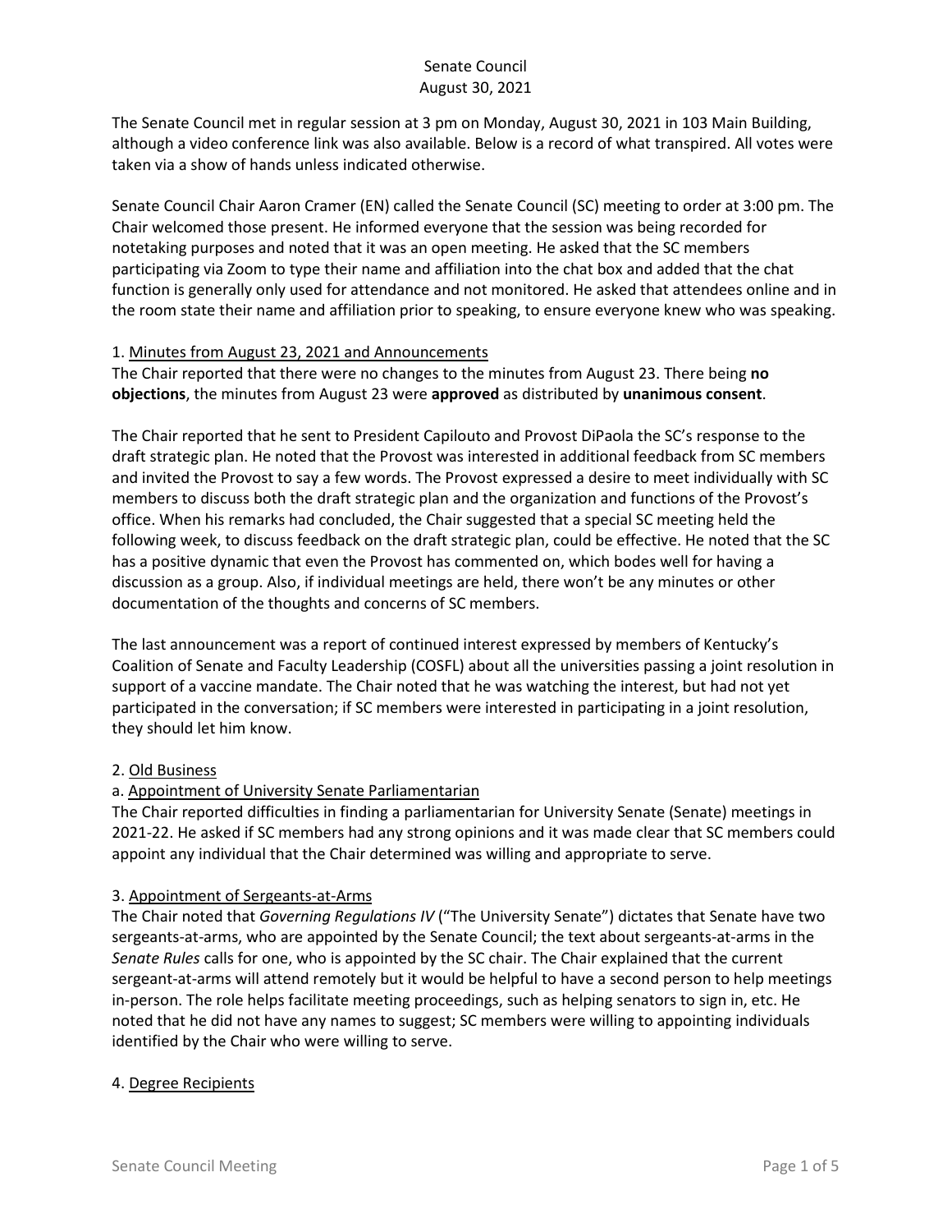# Senate Council
## August 30, 2021

The Senate Council met in regular session at 3 pm on Monday, August 30, 2021 in 103 Main Building, although a video conference link was also available. Below is a record of what transpired. All votes were taken via a show of hands unless indicated otherwise.

Senate Council Chair Aaron Cramer (EN) called the Senate Council (SC) meeting to order at 3:00 pm. The Chair welcomed those present. He informed everyone that the session was being recorded for notetaking purposes and noted that it was an open meeting. He asked that the SC members participating via Zoom to type their name and affiliation into the chat box and added that the chat function is generally only used for attendance and not monitored. He asked that attendees online and in the room state their name and affiliation prior to speaking, to ensure everyone knew who was speaking.

1. <u>Minutes from August 23, 2021 and Announcements</u>
The Chair reported that there were no changes to the minutes from August 23. There being **no objections**, the minutes from August 23 were **approved** as distributed by **unanimous consent**.

The Chair reported that he sent to President Capilouto and Provost DiPaola the SC's response to the draft strategic plan. He noted that the Provost was interested in additional feedback from SC members and invited the Provost to say a few words. The Provost expressed a desire to meet individually with SC members to discuss both the draft strategic plan and the organization and functions of the Provost's office. When his remarks had concluded, the Chair suggested that a special SC meeting held the following week, to discuss feedback on the draft strategic plan, could be effective. He noted that the SC has a positive dynamic that even the Provost has commented on, which bodes well for having a discussion as a group. Also, if individual meetings are held, there won't be any minutes or other documentation of the thoughts and concerns of SC members.

The last announcement was a report of continued interest expressed by members of Kentucky's Coalition of Senate and Faculty Leadership (COSFL) about all the universities passing a joint resolution in support of a vaccine mandate. The Chair noted that he was watching the interest, but had not yet participated in the conversation; if SC members were interested in participating in a joint resolution, they should let him know.

2. <u>Old Business</u>

a. <u>Appointment of University Senate Parliamentarian</u>
The Chair reported difficulties in finding a parliamentarian for University Senate (Senate) meetings in 2021-22. He asked if SC members had any strong opinions and it was made clear that SC members could appoint any individual that the Chair determined was willing and appropriate to serve.

3. <u>Appointment of Sergeants-at-Arms</u>
The Chair noted that *Governing Regulations IV* ("The University Senate") dictates that Senate have two sergeants-at-arms, who are appointed by the Senate Council; the text about sergeants-at-arms in the *Senate Rules* calls for one, who is appointed by the SC chair. The Chair explained that the current sergeant-at-arms will attend remotely but it would be helpful to have a second person to help meetings in-person. The role helps facilitate meeting proceedings, such as helping senators to sign in, etc. He noted that he did not have any names to suggest; SC members were willing to appointing individuals identified by the Chair who were willing to serve.

4. <u>Degree Recipients</u>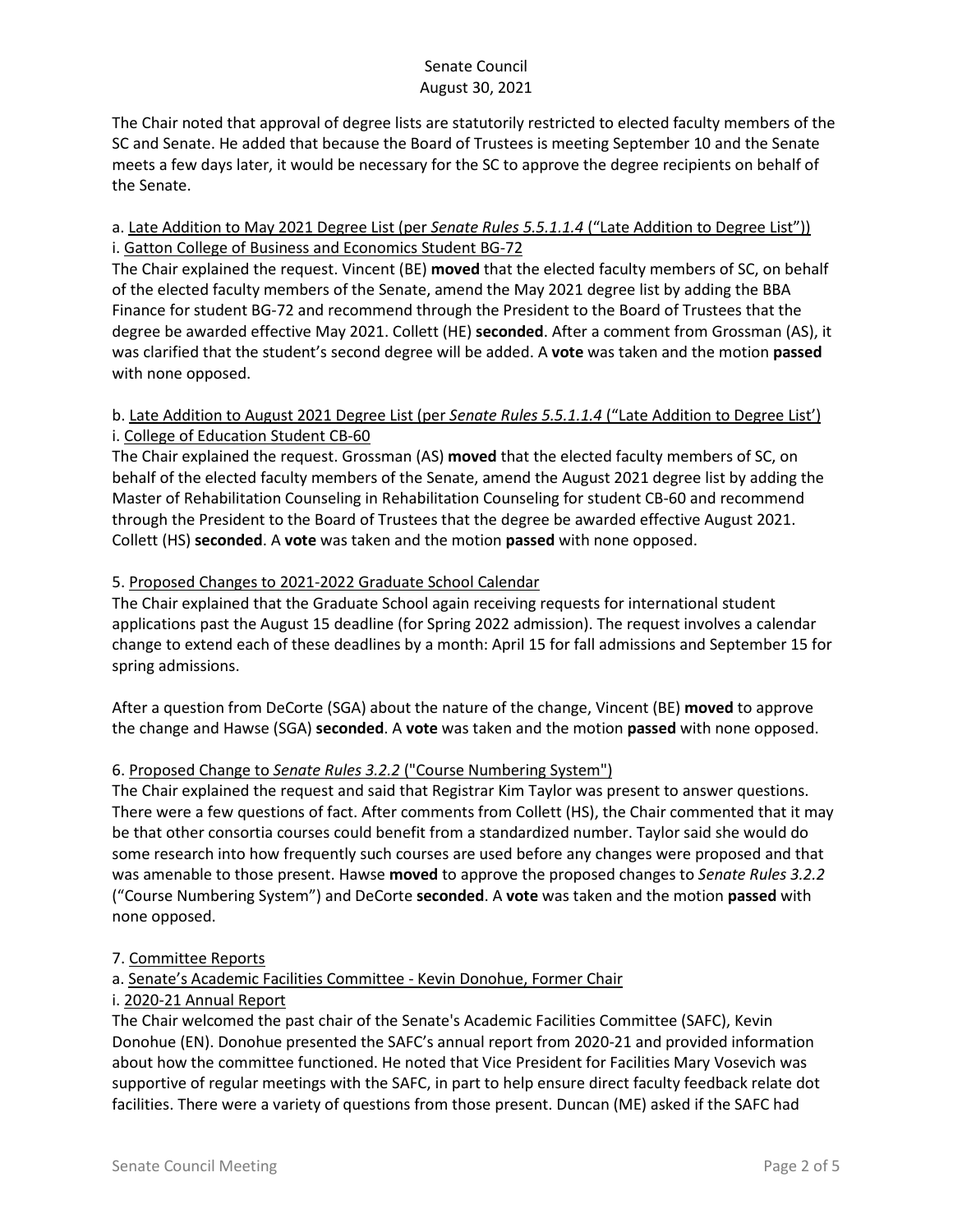The Chair noted that approval of degree lists are statutorily restricted to elected faculty members of the SC and Senate. He added that because the Board of Trustees is meeting September 10 and the Senate meets a few days later, it would be necessary for the SC to approve the degree recipients on behalf of the Senate.

a. <u>Late Addition to May 2021 Degree List (per *Senate Rules 5.5.1.1.4* ("Late Addition to Degree List"))</u>
i. <u>Gatton College of Business and Economics Student BG-72</u>
The Chair explained the request. Vincent (BE) **moved** that the elected faculty members of SC, on behalf of the elected faculty members of the Senate, amend the May 2021 degree list by adding the BBA Finance for student BG-72 and recommend through the President to the Board of Trustees that the degree be awarded effective May 2021. Collett (HE) **seconded**. After a comment from Grossman (AS), it was clarified that the student's second degree will be added. A **vote** was taken and the motion **passed** with none opposed.

b. <u>Late Addition to August 2021 Degree List (per *Senate Rules 5.5.1.1.4* ("Late Addition to Degree List')</u>
i. <u>College of Education Student CB-60</u>
The Chair explained the request. Grossman (AS) **moved** that the elected faculty members of SC, on behalf of the elected faculty members of the Senate, amend the August 2021 degree list by adding the Master of Rehabilitation Counseling in Rehabilitation Counseling for student CB-60 and recommend through the President to the Board of Trustees that the degree be awarded effective August 2021. Collett (HS) **seconded**. A **vote** was taken and the motion **passed** with none opposed.

5. <u>Proposed Changes to 2021-2022 Graduate School Calendar</u>
The Chair explained that the Graduate School again receiving requests for international student applications past the August 15 deadline (for Spring 2022 admission). The request involves a calendar change to extend each of these deadlines by a month: April 15 for fall admissions and September 15 for spring admissions.

After a question from DeCorte (SGA) about the nature of the change, Vincent (BE) **moved** to approve the change and Hawse (SGA) **seconded**. A **vote** was taken and the motion **passed** with none opposed.

6. <u>Proposed Change to *Senate Rules 3.2.2* ("Course Numbering System")</u>
The Chair explained the request and said that Registrar Kim Taylor was present to answer questions. There were a few questions of fact. After comments from Collett (HS), the Chair commented that it may be that other consortia courses could benefit from a standardized number. Taylor said she would do some research into how frequently such courses are used before any changes were proposed and that was amenable to those present. Hawse **moved** to approve the proposed changes to *Senate Rules 3.2.2* ("Course Numbering System") and DeCorte **seconded**. A **vote** was taken and the motion **passed** with none opposed.

7. <u>Committee Reports</u>
a. <u>Senate's Academic Facilities Committee - Kevin Donohue, Former Chair</u>
i. <u>2020-21 Annual Report</u>
The Chair welcomed the past chair of the Senate's Academic Facilities Committee (SAFC), Kevin Donohue (EN). Donohue presented the SAFC's annual report from 2020-21 and provided information about how the committee functioned. He noted that Vice President for Facilities Mary Vosevich was supportive of regular meetings with the SAFC, in part to help ensure direct faculty feedback relate dot facilities. There were a variety of questions from those present. Duncan (ME) asked if the SAFC had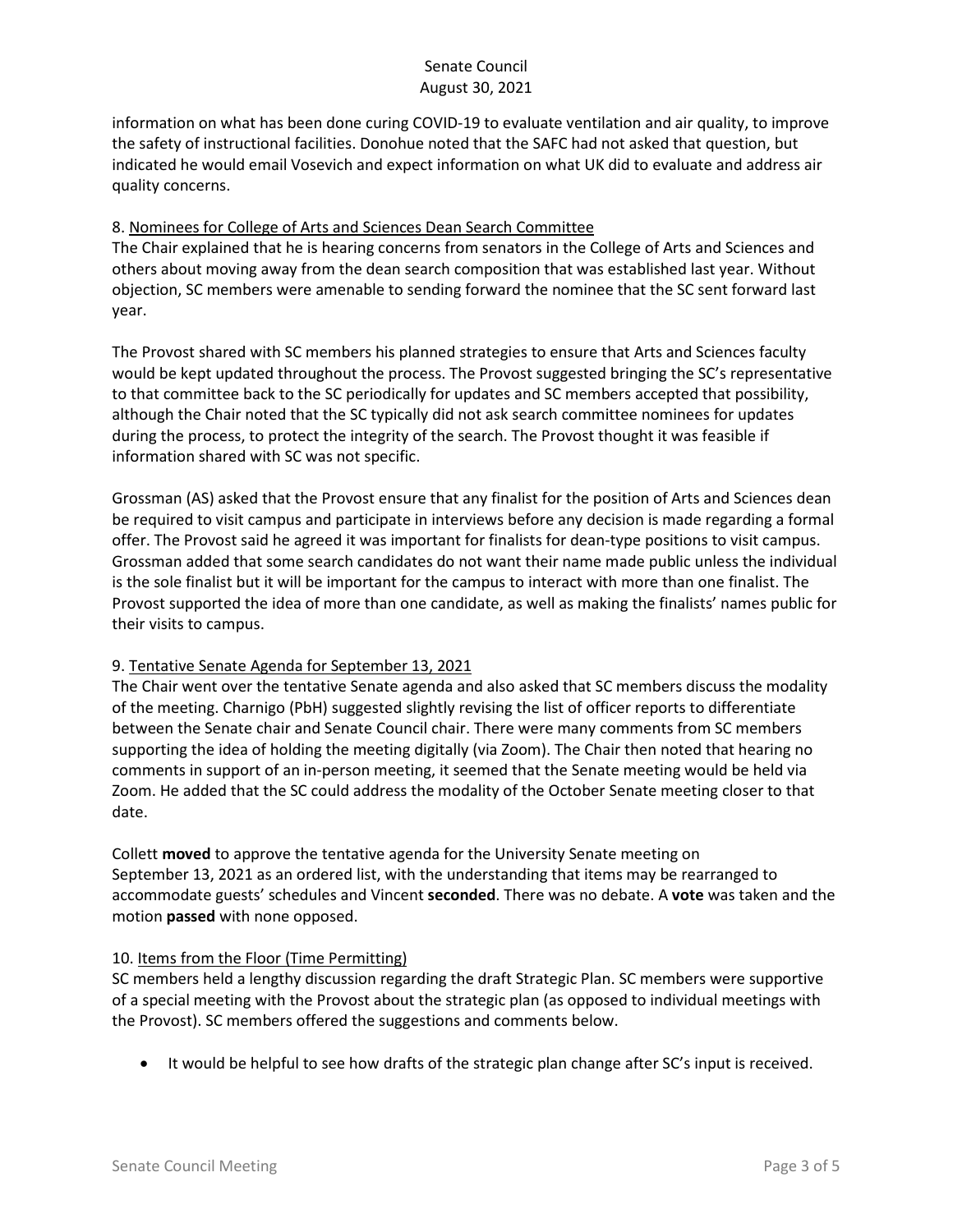information on what has been done curing COVID-19 to evaluate ventilation and air quality, to improve the safety of instructional facilities. Donohue noted that the SAFC had not asked that question, but indicated he would email Vosevich and expect information on what UK did to evaluate and address air quality concerns.

8. Nominees for College of Arts and Sciences Dean Search Committee

The Chair explained that he is hearing concerns from senators in the College of Arts and Sciences and others about moving away from the dean search composition that was established last year. Without objection, SC members were amenable to sending forward the nominee that the SC sent forward last year.

The Provost shared with SC members his planned strategies to ensure that Arts and Sciences faculty would be kept updated throughout the process. The Provost suggested bringing the SC's representative to that committee back to the SC periodically for updates and SC members accepted that possibility, although the Chair noted that the SC typically did not ask search committee nominees for updates during the process, to protect the integrity of the search. The Provost thought it was feasible if information shared with SC was not specific.

Grossman (AS) asked that the Provost ensure that any finalist for the position of Arts and Sciences dean be required to visit campus and participate in interviews before any decision is made regarding a formal offer. The Provost said he agreed it was important for finalists for dean-type positions to visit campus. Grossman added that some search candidates do not want their name made public unless the individual is the sole finalist but it will be important for the campus to interact with more than one finalist. The Provost supported the idea of more than one candidate, as well as making the finalists' names public for their visits to campus.

9. Tentative Senate Agenda for September 13, 2021

The Chair went over the tentative Senate agenda and also asked that SC members discuss the modality of the meeting. Charnigo (PbH) suggested slightly revising the list of officer reports to differentiate between the Senate chair and Senate Council chair. There were many comments from SC members supporting the idea of holding the meeting digitally (via Zoom). The Chair then noted that hearing no comments in support of an in-person meeting, it seemed that the Senate meeting would be held via Zoom. He added that the SC could address the modality of the October Senate meeting closer to that date.

Collett **moved** to approve the tentative agenda for the University Senate meeting on September 13, 2021 as an ordered list, with the understanding that items may be rearranged to accommodate guests' schedules and Vincent **seconded**. There was no debate. A **vote** was taken and the motion **passed** with none opposed.

10. Items from the Floor (Time Permitting)

SC members held a lengthy discussion regarding the draft Strategic Plan. SC members were supportive of a special meeting with the Provost about the strategic plan (as opposed to individual meetings with the Provost). SC members offered the suggestions and comments below.

- It would be helpful to see how drafts of the strategic plan change after SC's input is received.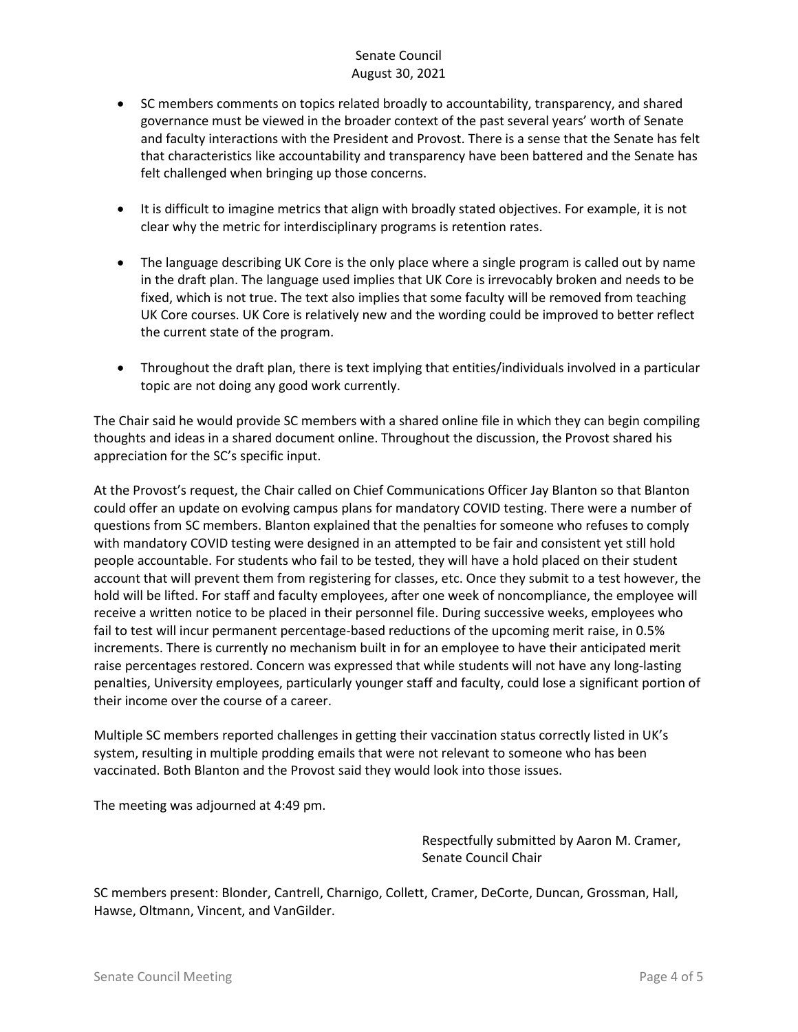- SC members comments on topics related broadly to accountability, transparency, and shared governance must be viewed in the broader context of the past several years' worth of Senate and faculty interactions with the President and Provost. There is a sense that the Senate has felt that characteristics like accountability and transparency have been battered and the Senate has felt challenged when bringing up those concerns.

- It is difficult to imagine metrics that align with broadly stated objectives. For example, it is not clear why the metric for interdisciplinary programs is retention rates.

- The language describing UK Core is the only place where a single program is called out by name in the draft plan. The language used implies that UK Core is irrevocably broken and needs to be fixed, which is not true. The text also implies that some faculty will be removed from teaching UK Core courses. UK Core is relatively new and the wording could be improved to better reflect the current state of the program.

- Throughout the draft plan, there is text implying that entities/individuals involved in a particular topic are not doing any good work currently.

The Chair said he would provide SC members with a shared online file in which they can begin compiling thoughts and ideas in a shared document online. Throughout the discussion, the Provost shared his appreciation for the SC's specific input.

At the Provost's request, the Chair called on Chief Communications Officer Jay Blanton so that Blanton could offer an update on evolving campus plans for mandatory COVID testing. There were a number of questions from SC members. Blanton explained that the penalties for someone who refuses to comply with mandatory COVID testing were designed in an attempted to be fair and consistent yet still hold people accountable. For students who fail to be tested, they will have a hold placed on their student account that will prevent them from registering for classes, etc. Once they submit to a test however, the hold will be lifted. For staff and faculty employees, after one week of noncompliance, the employee will receive a written notice to be placed in their personnel file. During successive weeks, employees who fail to test will incur permanent percentage-based reductions of the upcoming merit raise, in 0.5% increments. There is currently no mechanism built in for an employee to have their anticipated merit raise percentages restored. Concern was expressed that while students will not have any long-lasting penalties, University employees, particularly younger staff and faculty, could lose a significant portion of their income over the course of a career.

Multiple SC members reported challenges in getting their vaccination status correctly listed in UK's system, resulting in multiple prodding emails that were not relevant to someone who has been vaccinated. Both Blanton and the Provost said they would look into those issues.

The meeting was adjourned at 4:49 pm.

Respectfully submitted by Aaron M. Cramer,
Senate Council Chair

SC members present: Blonder, Cantrell, Charnigo, Collett, Cramer, DeCorte, Duncan, Grossman, Hall, Hawse, Oltmann, Vincent, and VanGilder.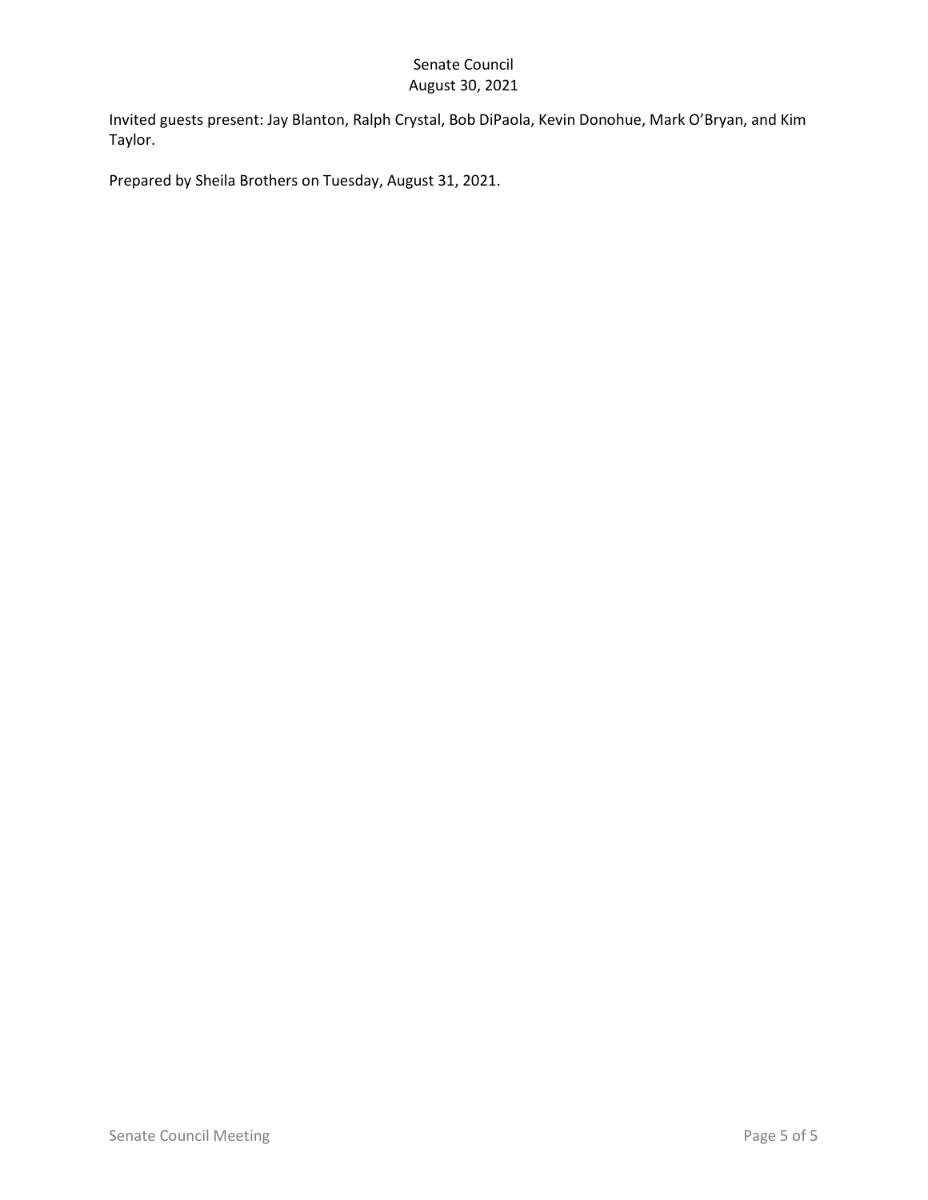Invited guests present: Jay Blanton, Ralph Crystal, Bob DiPaola, Kevin Donohue, Mark O'Bryan, and Kim Taylor.

Prepared by Sheila Brothers on Tuesday, August 31, 2021.